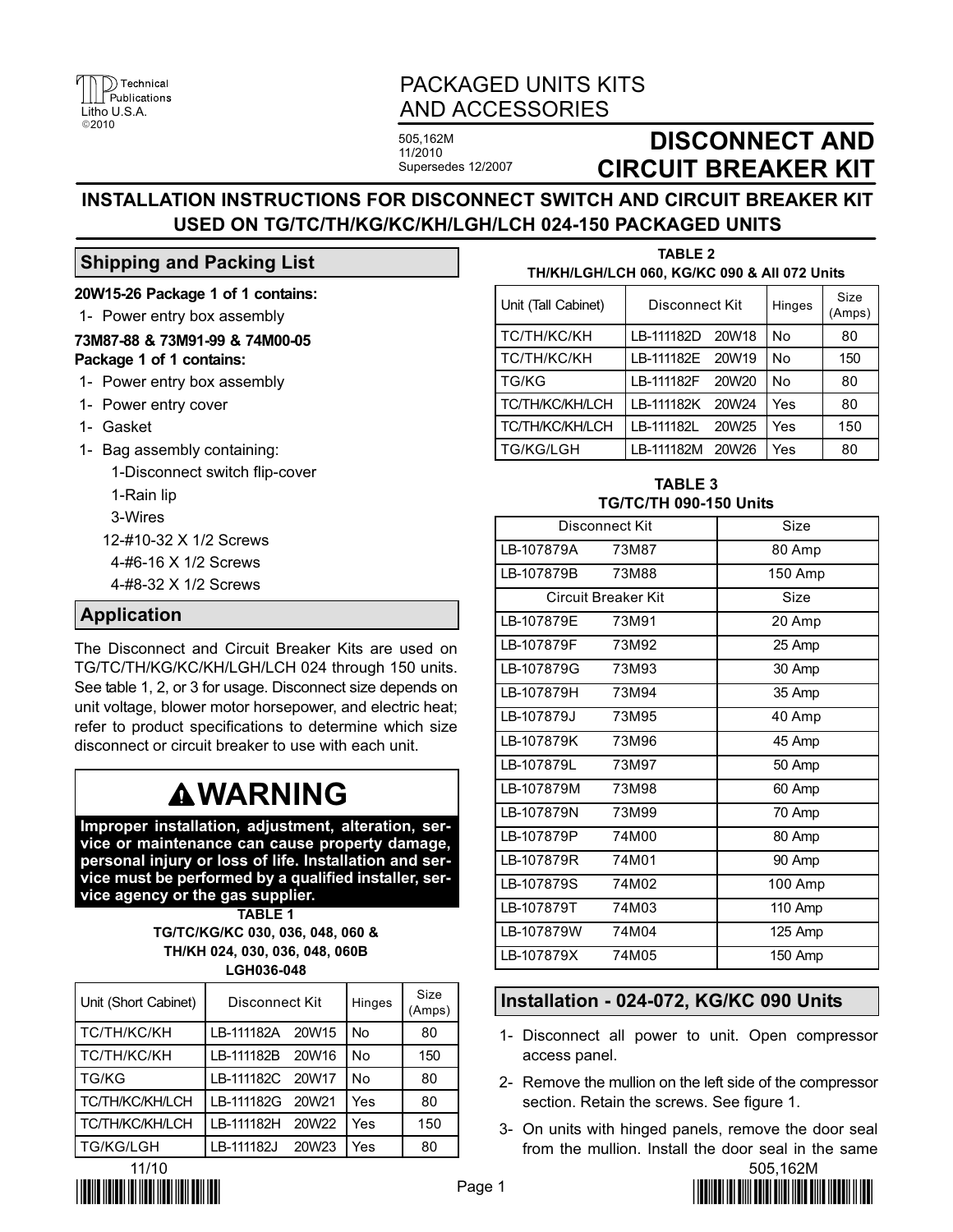Technical Publications
Litho U.S.A.
©2010

PACKAGED UNITS KITS AND ACCESSORIES

505,162M
11/2010
Supersedes 12/2007

# DISCONNECT AND CIRCUIT BREAKER KIT

## INSTALLATION INSTRUCTIONS FOR DISCONNECT SWITCH AND CIRCUIT BREAKER KIT USED ON TG/TC/TH/KG/KC/KH/LGH/LCH 024-150 PACKAGED UNITS

## Shipping and Packing List

**20W15-26 Package 1 of 1 contains:**

1- Power entry box assembly

**73M87-88 & 73M91-99 & 74M00-05 Package 1 of 1 contains:**

1- Power entry box assembly
1- Power entry cover
1- Gasket
1- Bag assembly containing:
   1-Disconnect switch flip-cover
   1-Rain lip
   3-Wires
   12-#10-32 X 1/2 Screws
   4-#6-16 X 1/2 Screws
   4-#8-32 X 1/2 Screws

## Application

The Disconnect and Circuit Breaker Kits are used on TG/TC/TH/KG/KC/KH/LGH/LCH 024 through 150 units. See table 1, 2, or 3 for usage. Disconnect size depends on unit voltage, blower motor horsepower, and electric heat; refer to product specifications to determine which size disconnect or circuit breaker to use with each unit.

# ⚠WARNING

**Improper installation, adjustment, alteration, service or maintenance can cause property damage, personal injury or loss of life. Installation and service must be performed by a qualified installer, service agency or the gas supplier.**

**TABLE 1**
**TG/TC/KG/KC 030, 036, 048, 060 & TH/KH 024, 030, 036, 048, 060B LGH036-048**

| Unit (Short Cabinet) | Disconnect Kit | Hinges | Size (Amps) |
|---|---|---|---|
| TC/TH/KC/KH | LB-111182A 20W15 | No | 80 |
| TC/TH/KC/KH | LB-111182B 20W16 | No | 150 |
| TG/KG | LB-111182C 20W17 | No | 80 |
| TC/TH/KC/KH/LCH | LB-111182G 20W21 | Yes | 80 |
| TC/TH/KC/KH/LCH | LB-111182H 20W22 | Yes | 150 |
| TG/KG/LGH | LB-111182J 20W23 | Yes | 80 |

**TABLE 2**
**TH/KH/LGH/LCH 060, KG/KC 090 & All 072 Units**

| Unit (Tall Cabinet) | Disconnect Kit | Hinges | Size (Amps) |
|---|---|---|---|
| TC/TH/KC/KH | LB-111182D 20W18 | No | 80 |
| TC/TH/KC/KH | LB-111182E 20W19 | No | 150 |
| TG/KG | LB-111182F 20W20 | No | 80 |
| TC/TH/KC/KH/LCH | LB-111182K 20W24 | Yes | 80 |
| TC/TH/KC/KH/LCH | LB-111182L 20W25 | Yes | 150 |
| TG/KG/LGH | LB-111182M 20W26 | Yes | 80 |

**TABLE 3**
**TG/TC/TH 090-150 Units**

| Disconnect Kit | Size |
|---|---|
| LB-107879A 73M87 | 80 Amp |
| LB-107879B 73M88 | 150 Amp |
| **Circuit Breaker Kit** | **Size** |
| LB-107879E 73M91 | 20 Amp |
| LB-107879F 73M92 | 25 Amp |
| LB-107879G 73M93 | 30 Amp |
| LB-107879H 73M94 | 35 Amp |
| LB-107879J 73M95 | 40 Amp |
| LB-107879K 73M96 | 45 Amp |
| LB-107879L 73M97 | 50 Amp |
| LB-107879M 73M98 | 60 Amp |
| LB-107879N 73M99 | 70 Amp |
| LB-107879P 74M00 | 80 Amp |
| LB-107879R 74M01 | 90 Amp |
| LB-107879S 74M02 | 100 Amp |
| LB-107879T 74M03 | 110 Amp |
| LB-107879W 74M04 | 125 Amp |
| LB-107879X 74M05 | 150 Amp |

## Installation - 024-072, KG/KC 090 Units

1- Disconnect all power to unit. Open compressor access panel.

2- Remove the mullion on the left side of the compressor section. Retain the screws. See figure 1.

3- On units with hinged panels, remove the door seal from the mullion. Install the door seal in the same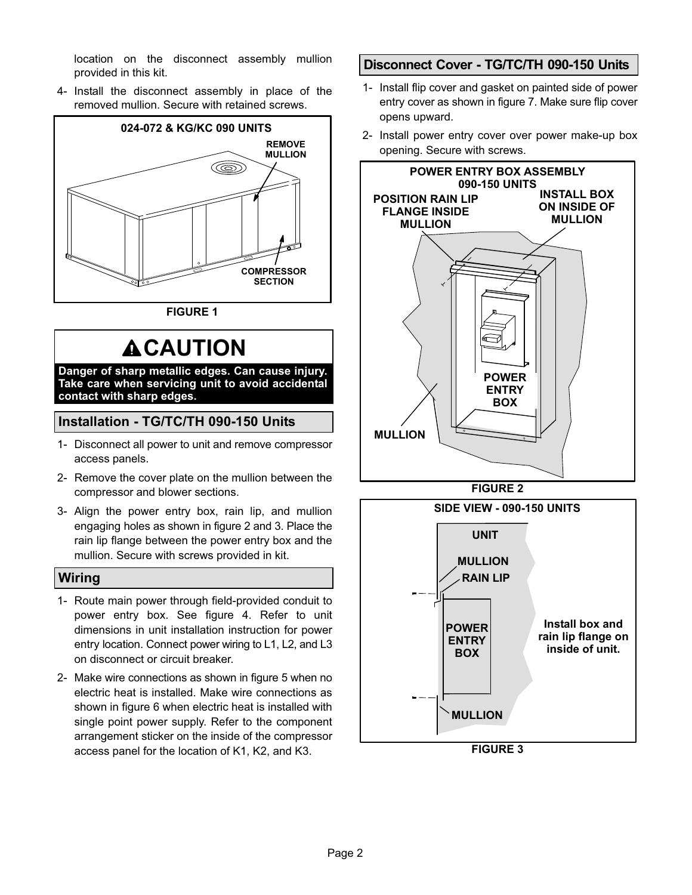location on the disconnect assembly mullion provided in this kit.

4- Install the disconnect assembly in place of the removed mullion. Secure with retained screws.

024-072 & KG/KC 090 UNITS

REMOVE MULLION

COMPRESSOR SECTION

FIGURE 1

## ⚠CAUTION

**Danger of sharp metallic edges. Can cause injury. Take care when servicing unit to avoid accidental contact with sharp edges.**

## Installation - TG/TC/TH 090-150 Units

1- Disconnect all power to unit and remove compressor access panels.

2- Remove the cover plate on the mullion between the compressor and blower sections.

3- Align the power entry box, rain lip, and mullion engaging holes as shown in figure 2 and 3. Place the rain lip flange between the power entry box and the mullion. Secure with screws provided in kit.

## Wiring

1- Route main power through field-provided conduit to power entry box. See figure 4. Refer to unit dimensions in unit installation instruction for power entry location. Connect power wiring to L1, L2, and L3 on disconnect or circuit breaker.

2- Make wire connections as shown in figure 5 when no electric heat is installed. Make wire connections as shown in figure 6 when electric heat is installed with single point power supply. Refer to the component arrangement sticker on the inside of the compressor access panel for the location of K1, K2, and K3.

## Disconnect Cover - TG/TC/TH 090-150 Units

1- Install flip cover and gasket on painted side of power entry cover as shown in figure 7. Make sure flip cover opens upward.

2- Install power entry cover over power make-up box opening. Secure with screws.

POWER ENTRY BOX ASSEMBLY 090-150 UNITS

POSITION RAIN LIP FLANGE INSIDE MULLION

INSTALL BOX ON INSIDE OF MULLION

POWER ENTRY BOX

MULLION

FIGURE 2

SIDE VIEW - 090-150 UNITS

UNIT

MULLION

RAIN LIP

POWER ENTRY BOX

MULLION

Install box and rain lip flange on inside of unit.

FIGURE 3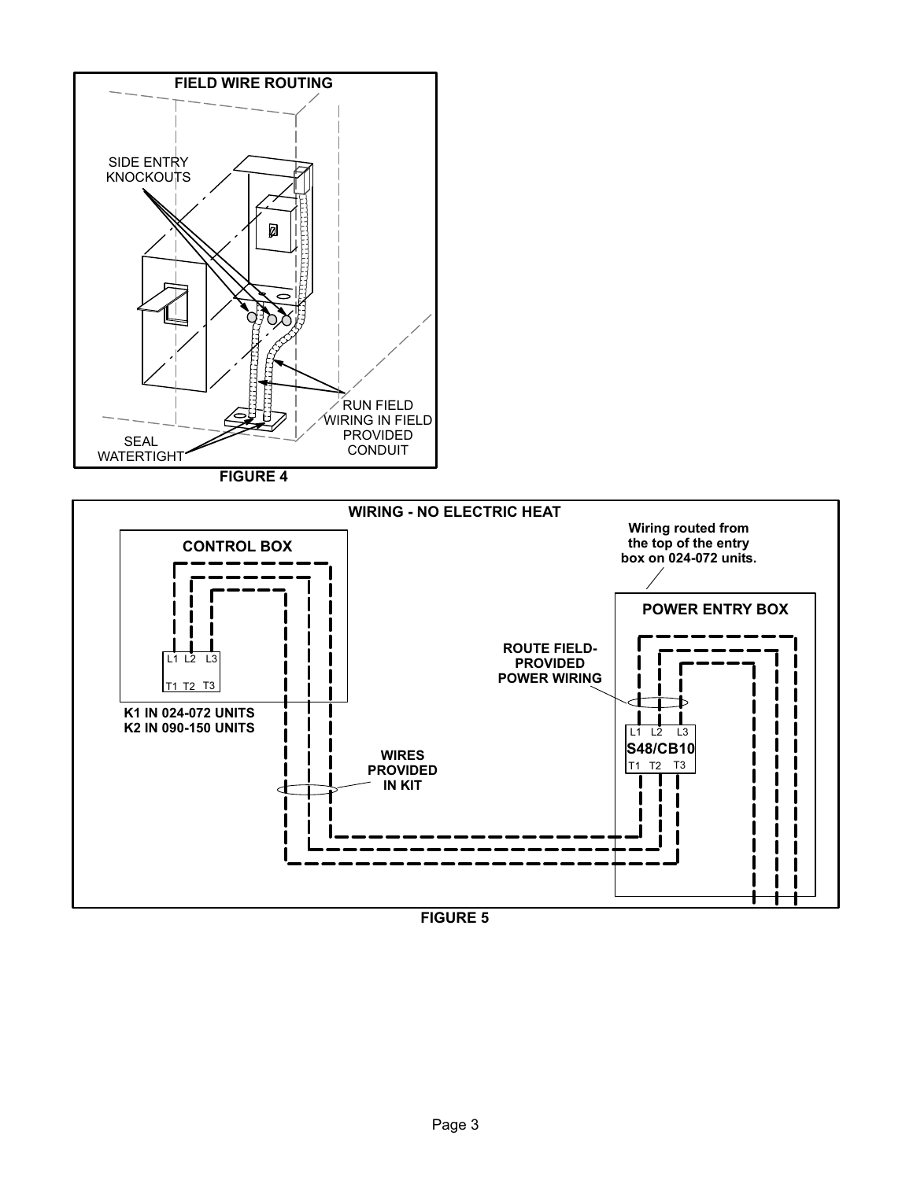**FIELD WIRE ROUTING**

SIDE ENTRY KNOCKOUTS

RUN FIELD WIRING IN FIELD PROVIDED CONDUIT

SEAL WATERTIGHT

**FIGURE 4**

**WIRING - NO ELECTRIC HEAT**

**CONTROL BOX**

L1 L2 L3

T1 T2 T3

**K1 IN 024-072 UNITS**
**K2 IN 090-150 UNITS**

**Wiring routed from the top of the entry box on 024-072 units.**

**POWER ENTRY BOX**

**ROUTE FIELD-PROVIDED POWER WIRING**

L1 L2 L3

**S48/CB10**

T1 T2 T3

**WIRES PROVIDED IN KIT**

**FIGURE 5**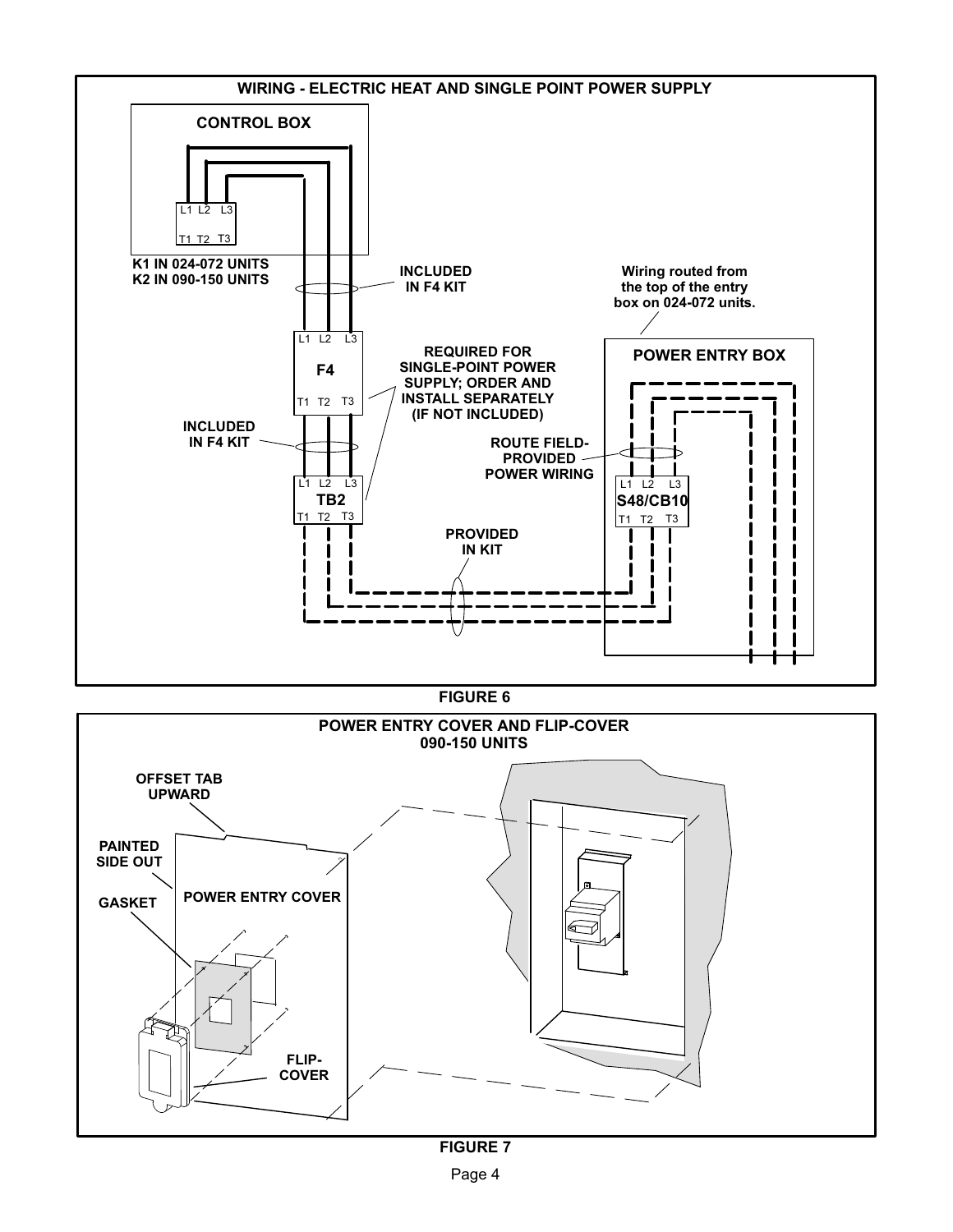WIRING - ELECTRIC HEAT AND SINGLE POINT POWER SUPPLY

CONTROL BOX

L1 L2 L3

T1 T2 T3

K1 IN 024-072 UNITS
K2 IN 090-150 UNITS

INCLUDED IN F4 KIT

Wiring routed from the top of the entry box on 024-072 units.

L1 L2 L3

F4

T1 T2 T3

REQUIRED FOR SINGLE-POINT POWER SUPPLY; ORDER AND INSTALL SEPARATELY (IF NOT INCLUDED)

POWER ENTRY BOX

INCLUDED IN F4 KIT

ROUTE FIELD-PROVIDED POWER WIRING

L1 L2 L3

TB2

T1 T2 T3

L1 L2 L3

S48/CB10

T1 T2 T3

PROVIDED IN KIT

FIGURE 6

POWER ENTRY COVER AND FLIP-COVER
090-150 UNITS

OFFSET TAB UPWARD

PAINTED SIDE OUT

GASKET

POWER ENTRY COVER

FLIP-COVER

FIGURE 7